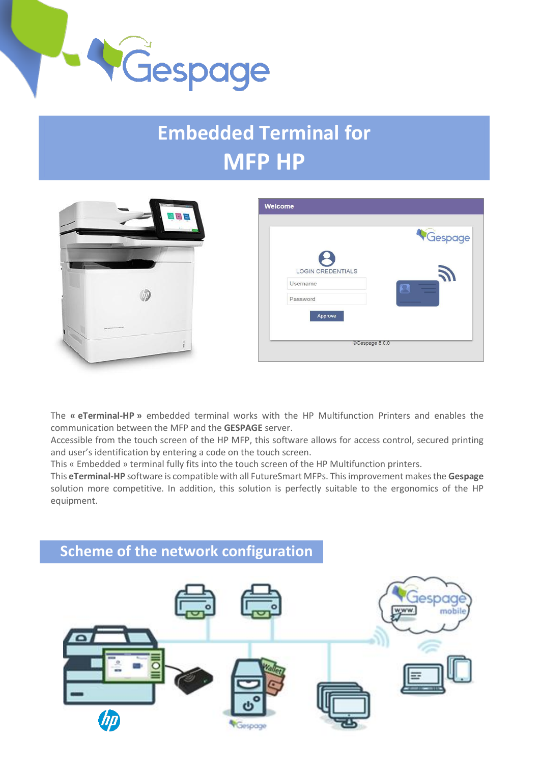# Embedded Terminal for MFP HP

The **« eTerminal-HP »** embedded terminal works with the HP Multifunction Printers and enables the communication between the MFP and the **GESPAGE** server.
Accessible from the touch screen of the HP MFP, this software allows for access control, secured printing and user's identification by entering a code on the touch screen.
This « Embedded » terminal fully fits into the touch screen of the HP Multifunction printers.
This **eTerminal-HP** software is compatible with all FutureSmart MFPs. This improvement makes the **Gespage** solution more competitive. In addition, this solution is perfectly suitable to the ergonomics of the HP equipment.

## Scheme of the network configuration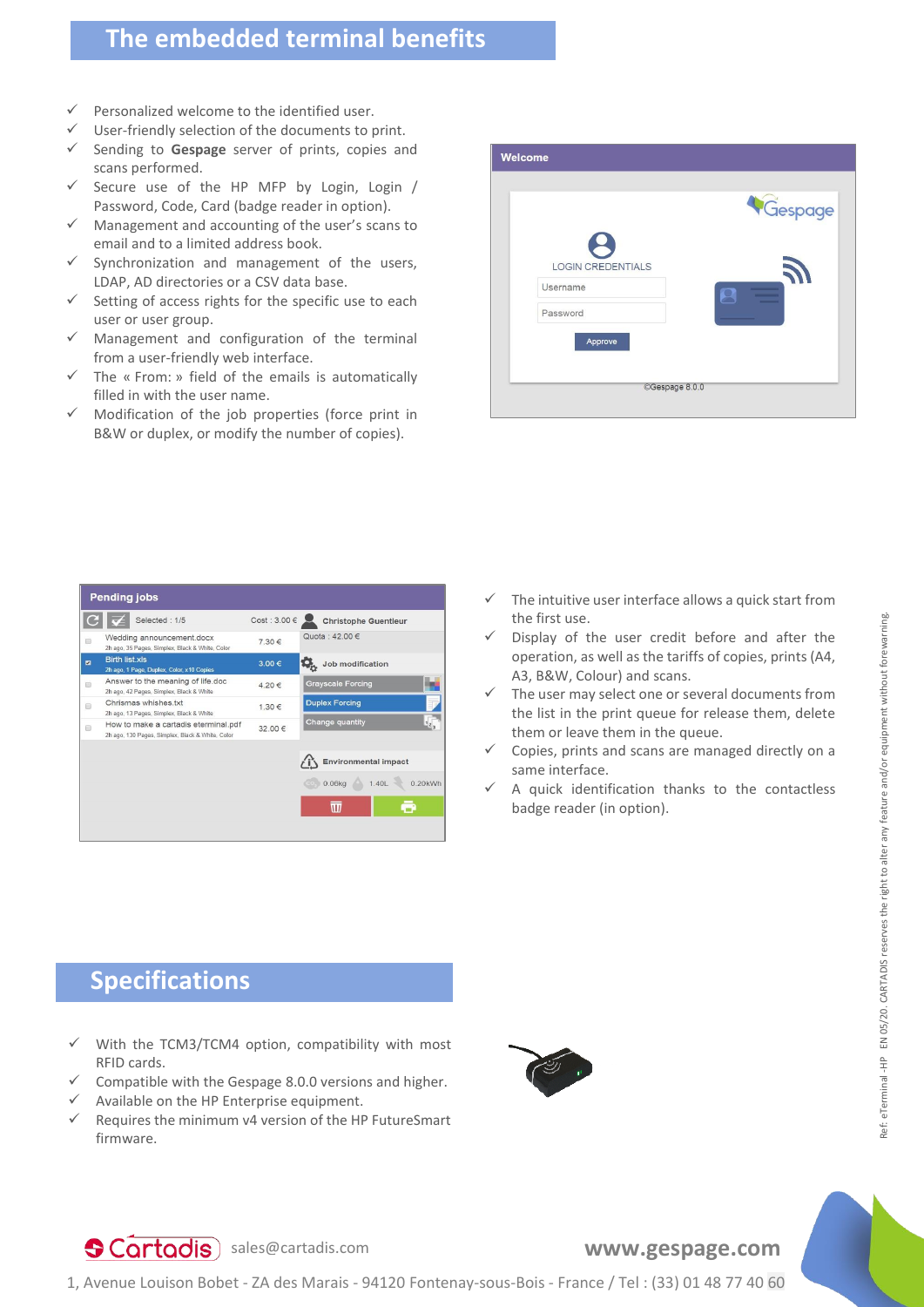## The embedded terminal benefits

- ✓ Personalized welcome to the identified user.
- ✓ User-friendly selection of the documents to print.
- ✓ Sending to **Gespage** server of prints, copies and scans performed.
- ✓ Secure use of the HP MFP by Login, Login / Password, Code, Card (badge reader in option).
- ✓ Management and accounting of the user's scans to email and to a limited address book.
- ✓ Synchronization and management of the users, LDAP, AD directories or a CSV data base.
- ✓ Setting of access rights for the specific use to each user or user group.
- ✓ Management and configuration of the terminal from a user-friendly web interface.
- ✓ The « From: » field of the emails is automatically filled in with the user name.
- ✓ Modification of the job properties (force print in B&W or duplex, or modify the number of copies).

- ✓ The intuitive user interface allows a quick start from the first use.
- ✓ Display of the user credit before and after the operation, as well as the tariffs of copies, prints (A4, A3, B&W, Colour) and scans.
- ✓ The user may select one or several documents from the list in the print queue for release them, delete them or leave them in the queue.
- ✓ Copies, prints and scans are managed directly on a same interface.
- ✓ A quick identification thanks to the contactless badge reader (in option).

## Specifications

- ✓ With the TCM3/TCM4 option, compatibility with most RFID cards.
- ✓ Compatible with the Gespage 8.0.0 versions and higher.
- ✓ Available on the HP Enterprise equipment.
- ✓ Requires the minimum v4 version of the HP FutureSmart firmware.

Ref: eTerminal -HP EN 05/20. CARTADIS reserves the right to alter any feature and/or equipment without forewarning.

Cartadis sales@cartadis.com **www.gespage.com**

1, Avenue Louison Bobet - ZA des Marais - 94120 Fontenay-sous-Bois - France / Tel : (33) 01 48 77 40 60